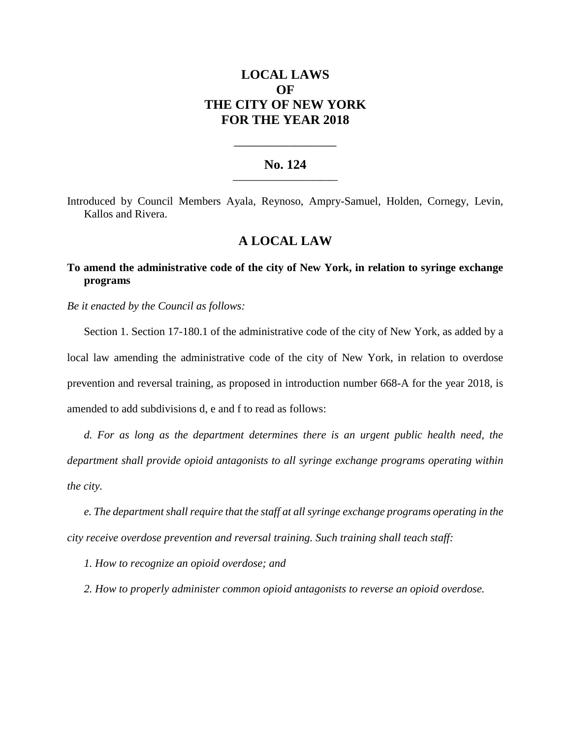# LOCAL LAWS
# OF
# THE CITY OF NEW YORK
# FOR THE YEAR 2018

---

## No. 124

---

Introduced by Council Members Ayala, Reynoso, Ampry-Samuel, Holden, Cornegy, Levin, Kallos and Rivera.

## A LOCAL LAW

**To amend the administrative code of the city of New York, in relation to syringe exchange programs**

*Be it enacted by the Council as follows:*

Section 1. Section 17-180.1 of the administrative code of the city of New York, as added by a local law amending the administrative code of the city of New York, in relation to overdose prevention and reversal training, as proposed in introduction number 668-A for the year 2018, is amended to add subdivisions d, e and f to read as follows:

*d. For as long as the department determines there is an urgent public health need, the department shall provide opioid antagonists to all syringe exchange programs operating within the city.*

*e. The department shall require that the staff at all syringe exchange programs operating in the city receive overdose prevention and reversal training. Such training shall teach staff:*

*1. How to recognize an opioid overdose; and*

*2. How to properly administer common opioid antagonists to reverse an opioid overdose.*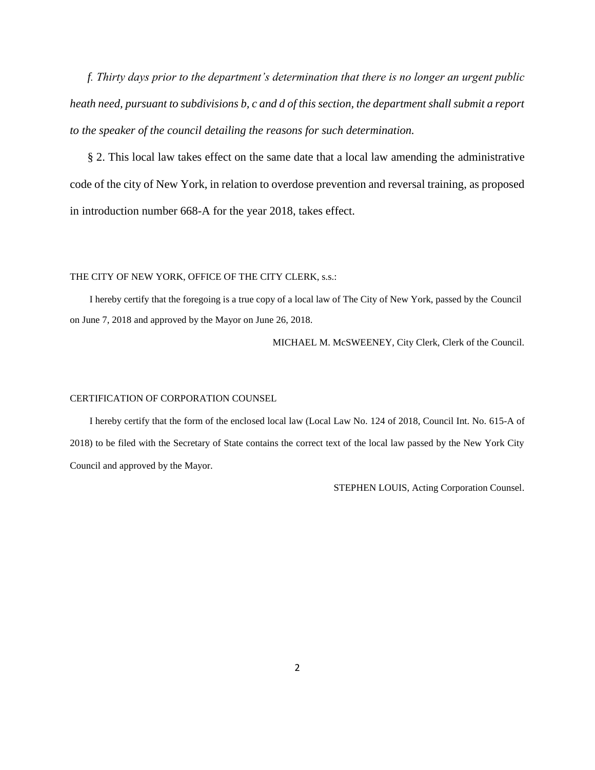*f. Thirty days prior to the department's determination that there is no longer an urgent public heath need, pursuant to subdivisions b, c and d of this section, the department shall submit a report to the speaker of the council detailing the reasons for such determination.*

§ 2. This local law takes effect on the same date that a local law amending the administrative code of the city of New York, in relation to overdose prevention and reversal training, as proposed in introduction number 668-A for the year 2018, takes effect.

THE CITY OF NEW YORK, OFFICE OF THE CITY CLERK, s.s.:

I hereby certify that the foregoing is a true copy of a local law of The City of New York, passed by the Council on June 7, 2018 and approved by the Mayor on June 26, 2018.

MICHAEL M. McSWEENEY, City Clerk, Clerk of the Council.

CERTIFICATION OF CORPORATION COUNSEL

I hereby certify that the form of the enclosed local law (Local Law No. 124 of 2018, Council Int. No. 615-A of 2018) to be filed with the Secretary of State contains the correct text of the local law passed by the New York City Council and approved by the Mayor.

STEPHEN LOUIS, Acting Corporation Counsel.